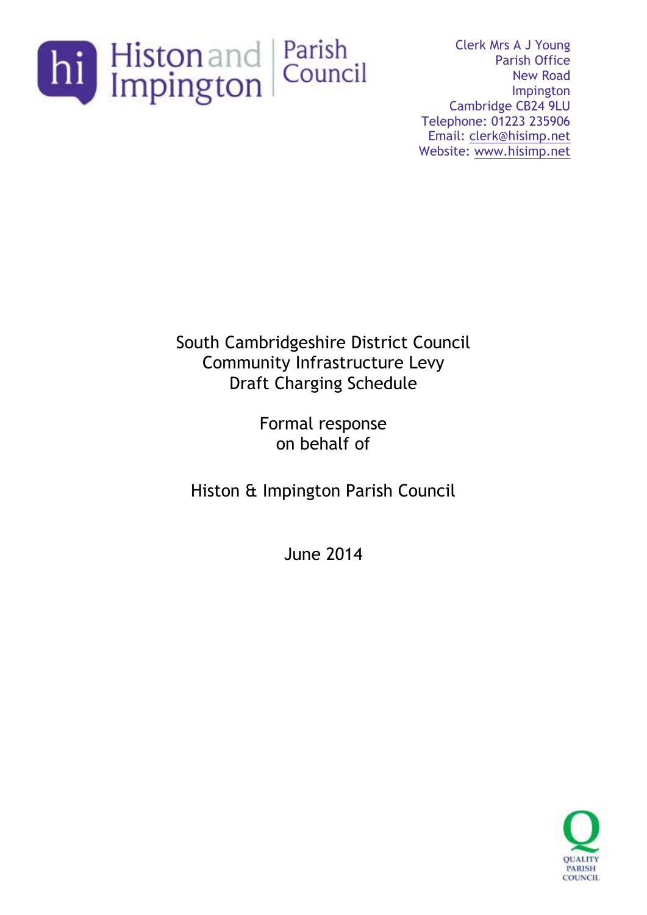Histon and Impington Parish Council

Clerk Mrs A J Young
Parish Office
New Road
Impington
Cambridge CB24 9LU
Telephone: 01223 235906
Email: clerk@hisimp.net
Website: www.hisimp.net

# South Cambridgeshire District Council Community Infrastructure Levy Draft Charging Schedule

## Formal response on behalf of

## Histon & Impington Parish Council

June 2014

QUALITY PARISH COUNCIL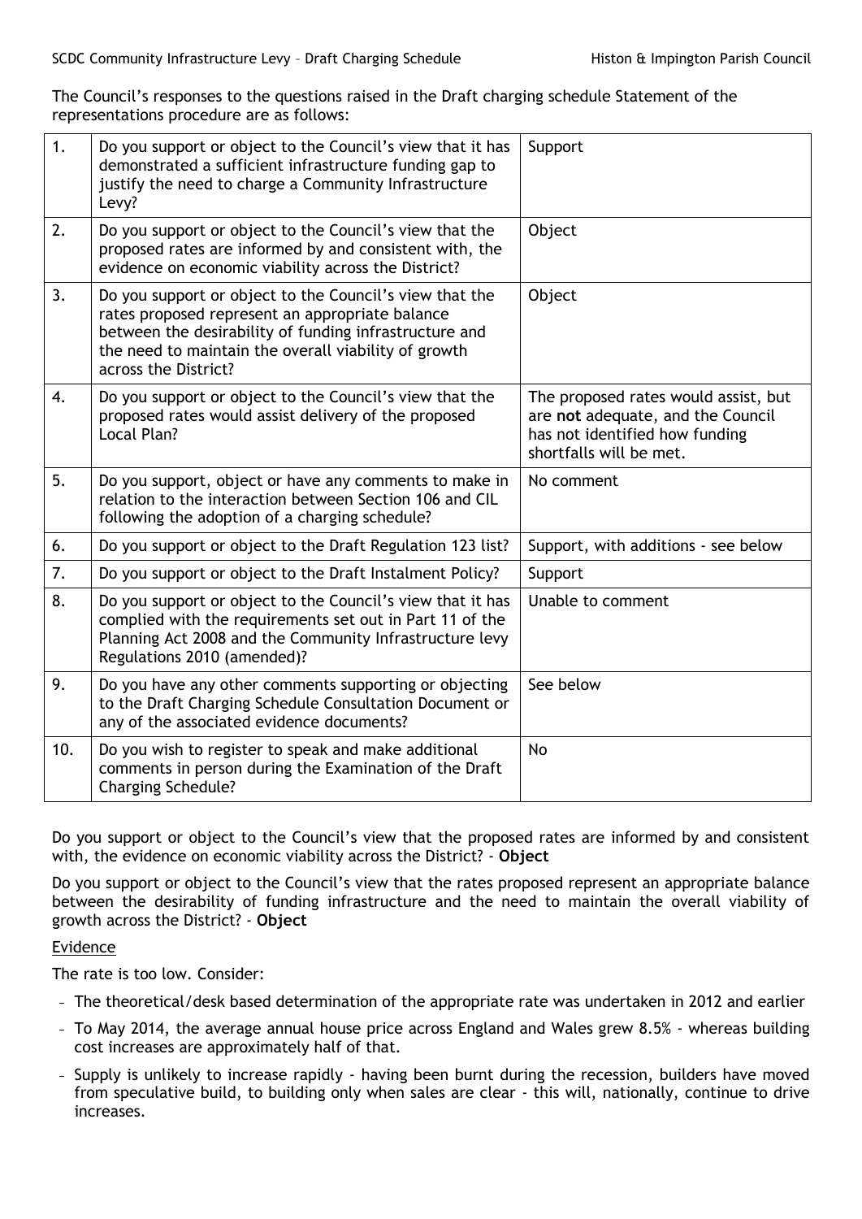The Council's responses to the questions raised in the Draft charging schedule Statement of the representations procedure are as follows:

| | | |
|---|---|---|
| 1. | Do you support or object to the Council's view that it has demonstrated a sufficient infrastructure funding gap to justify the need to charge a Community Infrastructure Levy? | Support |
| 2. | Do you support or object to the Council's view that the proposed rates are informed by and consistent with, the evidence on economic viability across the District? | Object |
| 3. | Do you support or object to the Council's view that the rates proposed represent an appropriate balance between the desirability of funding infrastructure and the need to maintain the overall viability of growth across the District? | Object |
| 4. | Do you support or object to the Council's view that the proposed rates would assist delivery of the proposed Local Plan? | The proposed rates would assist, but are **not** adequate, and the Council has not identified how funding shortfalls will be met. |
| 5. | Do you support, object or have any comments to make in relation to the interaction between Section 106 and CIL following the adoption of a charging schedule? | No comment |
| 6. | Do you support or object to the Draft Regulation 123 list? | Support, with additions - see below |
| 7. | Do you support or object to the Draft Instalment Policy? | Support |
| 8. | Do you support or object to the Council's view that it has complied with the requirements set out in Part 11 of the Planning Act 2008 and the Community Infrastructure levy Regulations 2010 (amended)? | Unable to comment |
| 9. | Do you have any other comments supporting or objecting to the Draft Charging Schedule Consultation Document or any of the associated evidence documents? | See below |
| 10. | Do you wish to register to speak and make additional comments in person during the Examination of the Draft Charging Schedule? | No |

Do you support or object to the Council's view that the proposed rates are informed by and consistent with, the evidence on economic viability across the District? - **Object**

Do you support or object to the Council's view that the rates proposed represent an appropriate balance between the desirability of funding infrastructure and the need to maintain the overall viability of growth across the District? - **Object**

Evidence

The rate is too low. Consider:

- The theoretical/desk based determination of the appropriate rate was undertaken in 2012 and earlier
- To May 2014, the average annual house price across England and Wales grew 8.5% - whereas building cost increases are approximately half of that.
- Supply is unlikely to increase rapidly - having been burnt during the recession, builders have moved from speculative build, to building only when sales are clear - this will, nationally, continue to drive increases.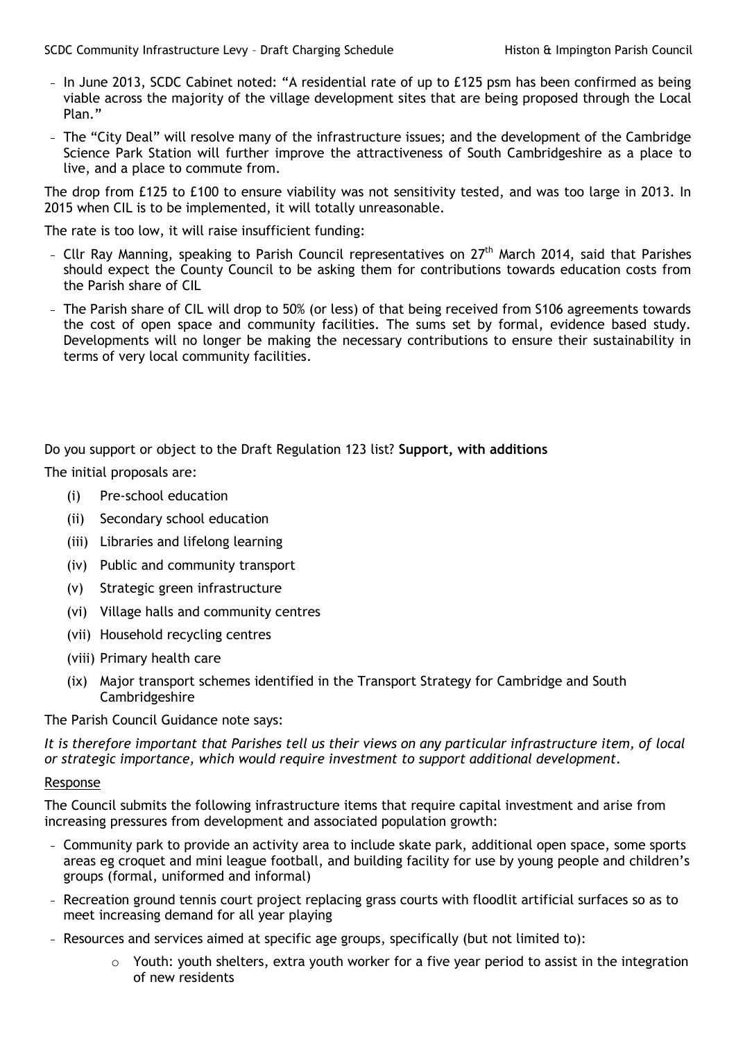- In June 2013, SCDC Cabinet noted: "A residential rate of up to £125 psm has been confirmed as being viable across the majority of the village development sites that are being proposed through the Local Plan."
- The "City Deal" will resolve many of the infrastructure issues; and the development of the Cambridge Science Park Station will further improve the attractiveness of South Cambridgeshire as a place to live, and a place to commute from.

The drop from £125 to £100 to ensure viability was not sensitivity tested, and was too large in 2013. In 2015 when CIL is to be implemented, it will totally unreasonable.

The rate is too low, it will raise insufficient funding:

- Cllr Ray Manning, speaking to Parish Council representatives on 27th March 2014, said that Parishes should expect the County Council to be asking them for contributions towards education costs from the Parish share of CIL
- The Parish share of CIL will drop to 50% (or less) of that being received from S106 agreements towards the cost of open space and community facilities. The sums set by formal, evidence based study. Developments will no longer be making the necessary contributions to ensure their sustainability in terms of very local community facilities.

Do you support or object to the Draft Regulation 123 list? **Support, with additions**

The initial proposals are:

(i) Pre-school education
(ii) Secondary school education
(iii) Libraries and lifelong learning
(iv) Public and community transport
(v) Strategic green infrastructure
(vi) Village halls and community centres
(vii) Household recycling centres
(viii) Primary health care
(ix) Major transport schemes identified in the Transport Strategy for Cambridge and South Cambridgeshire

The Parish Council Guidance note says:

*It is therefore important that Parishes tell us their views on any particular infrastructure item, of local or strategic importance, which would require investment to support additional development.*

<u>Response</u>

The Council submits the following infrastructure items that require capital investment and arise from increasing pressures from development and associated population growth:

- Community park to provide an activity area to include skate park, additional open space, some sports areas eg croquet and mini league football, and building facility for use by young people and children's groups (formal, uniformed and informal)
- Recreation ground tennis court project replacing grass courts with floodlit artificial surfaces so as to meet increasing demand for all year playing
- Resources and services aimed at specific age groups, specifically (but not limited to):
    - Youth: youth shelters, extra youth worker for a five year period to assist in the integration of new residents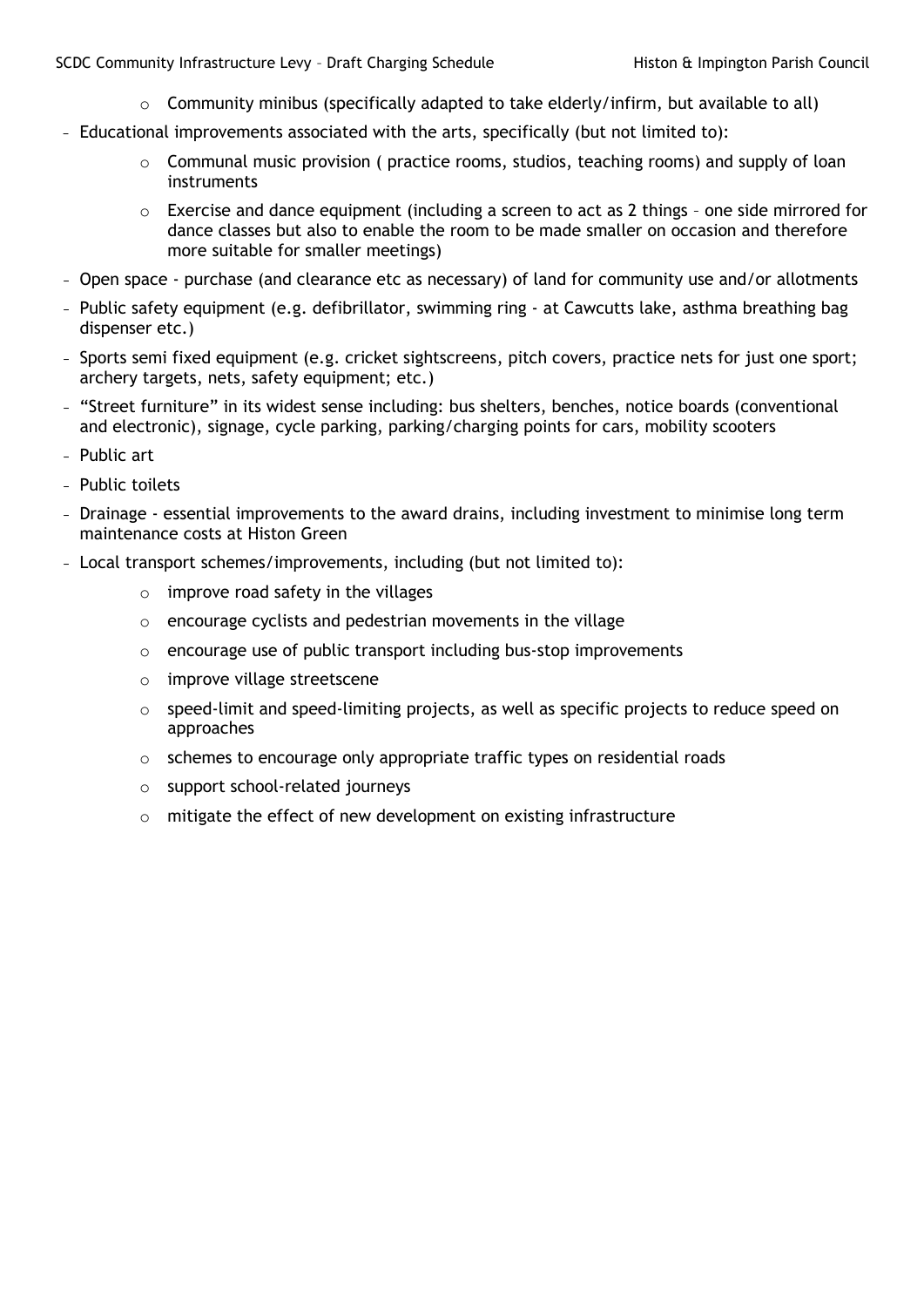- Community minibus (specifically adapted to take elderly/infirm, but available to all)
- Educational improvements associated with the arts, specifically (but not limited to):
  - Communal music provision ( practice rooms, studios, teaching rooms) and supply of loan instruments
  - Exercise and dance equipment (including a screen to act as 2 things – one side mirrored for dance classes but also to enable the room to be made smaller on occasion and therefore more suitable for smaller meetings)
- Open space - purchase (and clearance etc as necessary) of land for community use and/or allotments
- Public safety equipment (e.g. defibrillator, swimming ring - at Cawcutts lake, asthma breathing bag dispenser etc.)
- Sports semi fixed equipment (e.g. cricket sightscreens, pitch covers, practice nets for just one sport; archery targets, nets, safety equipment; etc.)
- "Street furniture" in its widest sense including: bus shelters, benches, notice boards (conventional and electronic), signage, cycle parking, parking/charging points for cars, mobility scooters
- Public art
- Public toilets
- Drainage - essential improvements to the award drains, including investment to minimise long term maintenance costs at Histon Green
- Local transport schemes/improvements, including (but not limited to):
  - improve road safety in the villages
  - encourage cyclists and pedestrian movements in the village
  - encourage use of public transport including bus-stop improvements
  - improve village streetscene
  - speed-limit and speed-limiting projects, as well as specific projects to reduce speed on approaches
  - schemes to encourage only appropriate traffic types on residential roads
  - support school-related journeys
  - mitigate the effect of new development on existing infrastructure